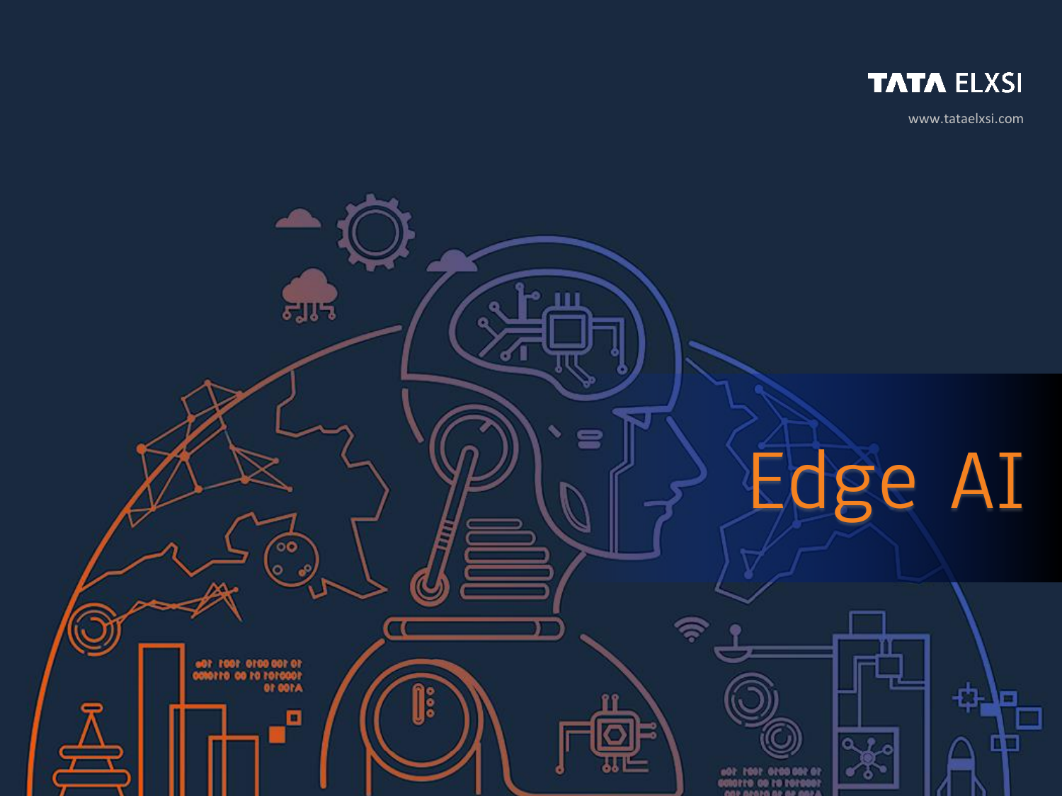TATA ELXSI

www.tataelxsi.com

# Edge AI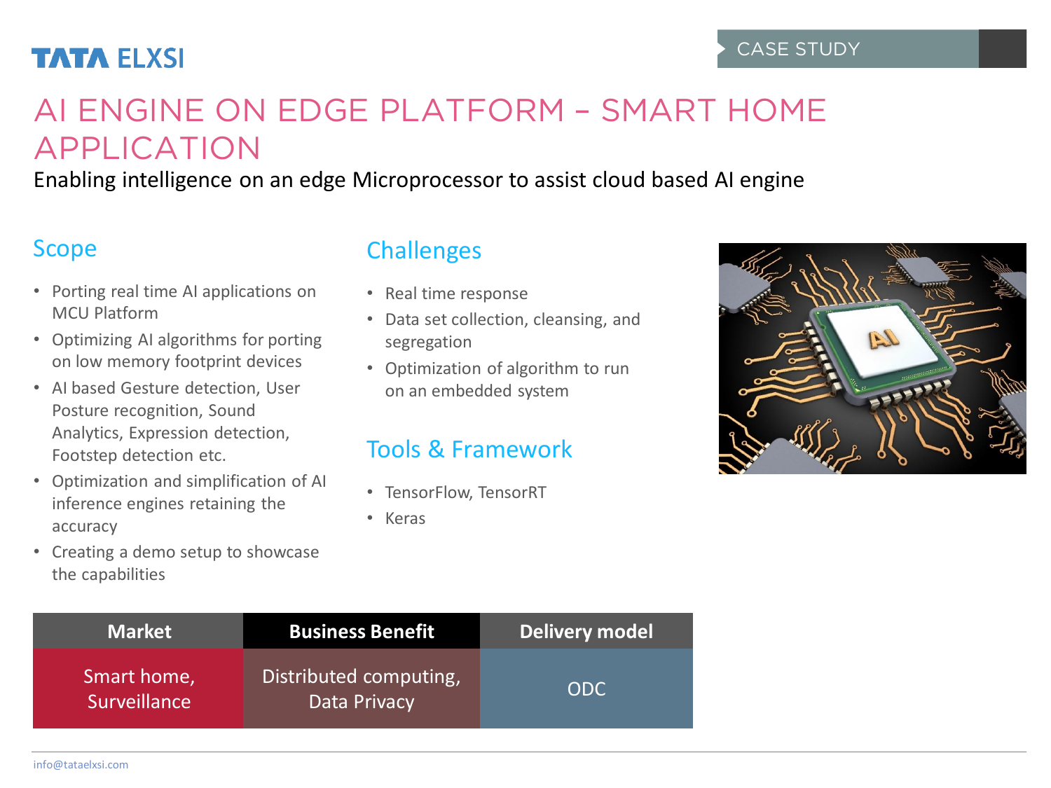TATA ELXSI

CASE STUDY

# AI ENGINE ON EDGE PLATFORM – SMART HOME APPLICATION

Enabling intelligence on an edge Microprocessor to assist cloud based AI engine

## Scope

- Porting real time AI applications on MCU Platform
- Optimizing AI algorithms for porting on low memory footprint devices
- AI based Gesture detection, User Posture recognition, Sound Analytics, Expression detection, Footstep detection etc.
- Optimization and simplification of AI inference engines retaining the accuracy
- Creating a demo setup to showcase the capabilities

## Challenges

- Real time response
- Data set collection, cleansing, and segregation
- Optimization of algorithm to run on an embedded system

## Tools & Framework

- TensorFlow, TensorRT
- Keras

| Market | Business Benefit | Delivery model |
| --- | --- | --- |
| Smart home, Surveillance | Distributed computing, Data Privacy | ODC |

info@tataelxsi.com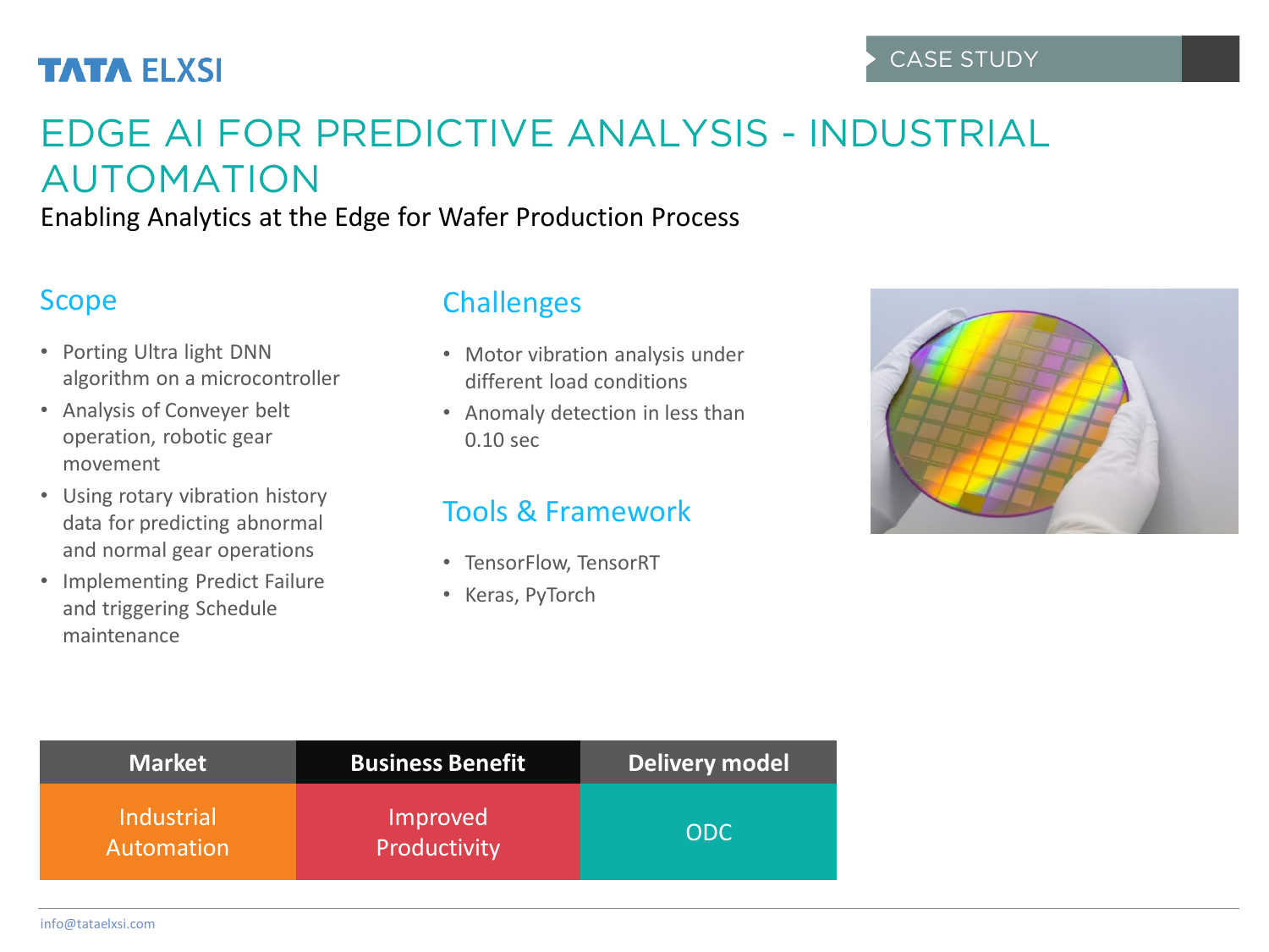CASE STUDY

# EDGE AI FOR PREDICTIVE ANALYSIS - INDUSTRIAL AUTOMATION

Enabling Analytics at the Edge for Wafer Production Process

## Scope

- Porting Ultra light DNN algorithm on a microcontroller
- Analysis of Conveyer belt operation, robotic gear movement
- Using rotary vibration history data for predicting abnormal and normal gear operations
- Implementing Predict Failure and triggering Schedule maintenance

## Challenges

- Motor vibration analysis under different load conditions
- Anomaly detection in less than 0.10 sec

## Tools & Framework

- TensorFlow, TensorRT
- Keras, PyTorch

| Market | Business Benefit | Delivery model |
|---|---|---|
| Industrial Automation | Improved Productivity | ODC |

info@tataelxsi.com